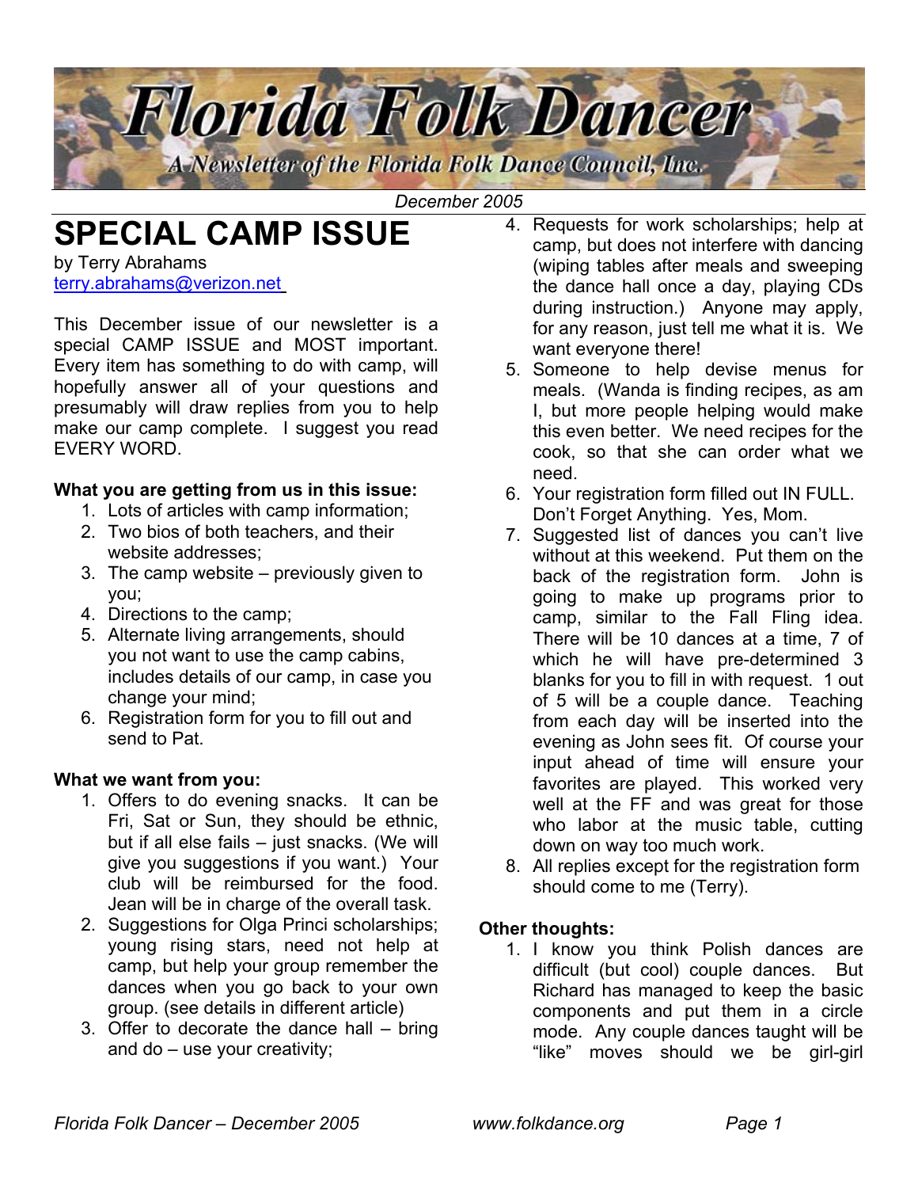# Florida Folk Dancer

*A Newsletter of the Florida Folk Dance Council, Inc.*

*December 2005*

## SPECIAL CAMP ISSUE

by Terry Abrahams
terry.abrahams@verizon.net

This December issue of our newsletter is a special CAMP ISSUE and MOST important. Every item has something to do with camp, will hopefully answer all of your questions and presumably will draw replies from you to help make our camp complete. I suggest you read EVERY WORD.

**What you are getting from us in this issue:**

1. Lots of articles with camp information;
2. Two bios of both teachers, and their website addresses;
3. The camp website – previously given to you;
4. Directions to the camp;
5. Alternate living arrangements, should you not want to use the camp cabins, includes details of our camp, in case you change your mind;
6. Registration form for you to fill out and send to Pat.

**What we want from you:**

1. Offers to do evening snacks. It can be Fri, Sat or Sun, they should be ethnic, but if all else fails – just snacks. (We will give you suggestions if you want.) Your club will be reimbursed for the food. Jean will be in charge of the overall task.
2. Suggestions for Olga Princi scholarships; young rising stars, need not help at camp, but help your group remember the dances when you go back to your own group. (see details in different article)
3. Offer to decorate the dance hall – bring and do – use your creativity;
4. Requests for work scholarships; help at camp, but does not interfere with dancing (wiping tables after meals and sweeping the dance hall once a day, playing CDs during instruction.) Anyone may apply, for any reason, just tell me what it is. We want everyone there!
5. Someone to help devise menus for meals. (Wanda is finding recipes, as am I, but more people helping would make this even better. We need recipes for the cook, so that she can order what we need.
6. Your registration form filled out IN FULL. Don't Forget Anything. Yes, Mom.
7. Suggested list of dances you can't live without at this weekend. Put them on the back of the registration form. John is going to make up programs prior to camp, similar to the Fall Fling idea. There will be 10 dances at a time, 7 of which he will have pre-determined 3 blanks for you to fill in with request. 1 out of 5 will be a couple dance. Teaching from each day will be inserted into the evening as John sees fit. Of course your input ahead of time will ensure your favorites are played. This worked very well at the FF and was great for those who labor at the music table, cutting down on way too much work.
8. All replies except for the registration form should come to me (Terry).

**Other thoughts:**

1. I know you think Polish dances are difficult (but cool) couple dances. But Richard has managed to keep the basic components and put them in a circle mode. Any couple dances taught will be "like" moves should we be girl-girl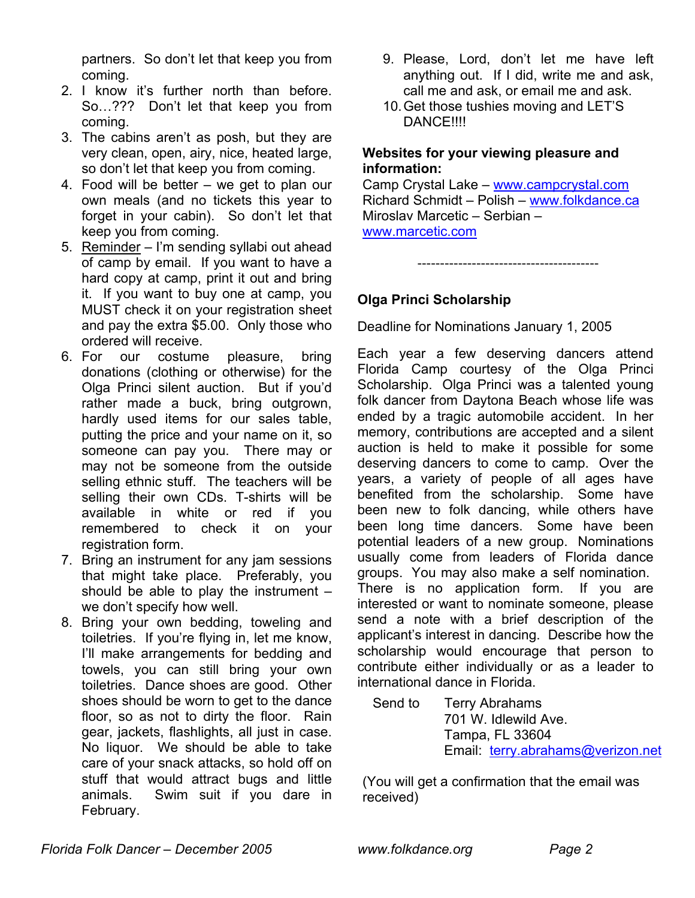partners. So don't let that keep you from coming.

2. I know it's further north than before. So…??? Don't let that keep you from coming.
3. The cabins aren't as posh, but they are very clean, open, airy, nice, heated large, so don't let that keep you from coming.
4. Food will be better – we get to plan our own meals (and no tickets this year to forget in your cabin). So don't let that keep you from coming.
5. Reminder – I'm sending syllabi out ahead of camp by email. If you want to have a hard copy at camp, print it out and bring it. If you want to buy one at camp, you MUST check it on your registration sheet and pay the extra $5.00. Only those who ordered will receive.
6. For our costume pleasure, bring donations (clothing or otherwise) for the Olga Princi silent auction. But if you'd rather made a buck, bring outgrown, hardly used items for our sales table, putting the price and your name on it, so someone can pay you. There may or may not be someone from the outside selling ethnic stuff. The teachers will be selling their own CDs. T-shirts will be available in white or red if you remembered to check it on your registration form.
7. Bring an instrument for any jam sessions that might take place. Preferably, you should be able to play the instrument – we don't specify how well.
8. Bring your own bedding, toweling and toiletries. If you're flying in, let me know, I'll make arrangements for bedding and towels, you can still bring your own toiletries. Dance shoes are good. Other shoes should be worn to get to the dance floor, so as not to dirty the floor. Rain gear, jackets, flashlights, all just in case. No liquor. We should be able to take care of your snack attacks, so hold off on stuff that would attract bugs and little animals. Swim suit if you dare in February.
9. Please, Lord, don't let me have left anything out. If I did, write me and ask, call me and ask, or email me and ask.
10. Get those tushies moving and LET'S DANCE!!!!

**Websites for your viewing pleasure and information:**

Camp Crystal Lake – www.campcrystal.com
Richard Schmidt – Polish – www.folkdance.ca
Miroslav Marcetic – Serbian – www.marcetic.com

---------------------------------------

## Olga Princi Scholarship

Deadline for Nominations January 1, 2005

Each year a few deserving dancers attend Florida Camp courtesy of the Olga Princi Scholarship. Olga Princi was a talented young folk dancer from Daytona Beach whose life was ended by a tragic automobile accident. In her memory, contributions are accepted and a silent auction is held to make it possible for some deserving dancers to come to camp. Over the years, a variety of people of all ages have benefited from the scholarship. Some have been new to folk dancing, while others have been long time dancers. Some have been potential leaders of a new group. Nominations usually come from leaders of Florida dance groups. You may also make a self nomination. There is no application form. If you are interested or want to nominate someone, please send a note with a brief description of the applicant's interest in dancing. Describe how the scholarship would encourage that person to contribute either individually or as a leader to international dance in Florida.

Send to
Terry Abrahams
701 W. Idlewild Ave.
Tampa, FL 33604
Email: terry.abrahams@verizon.net

(You will get a confirmation that the email was received)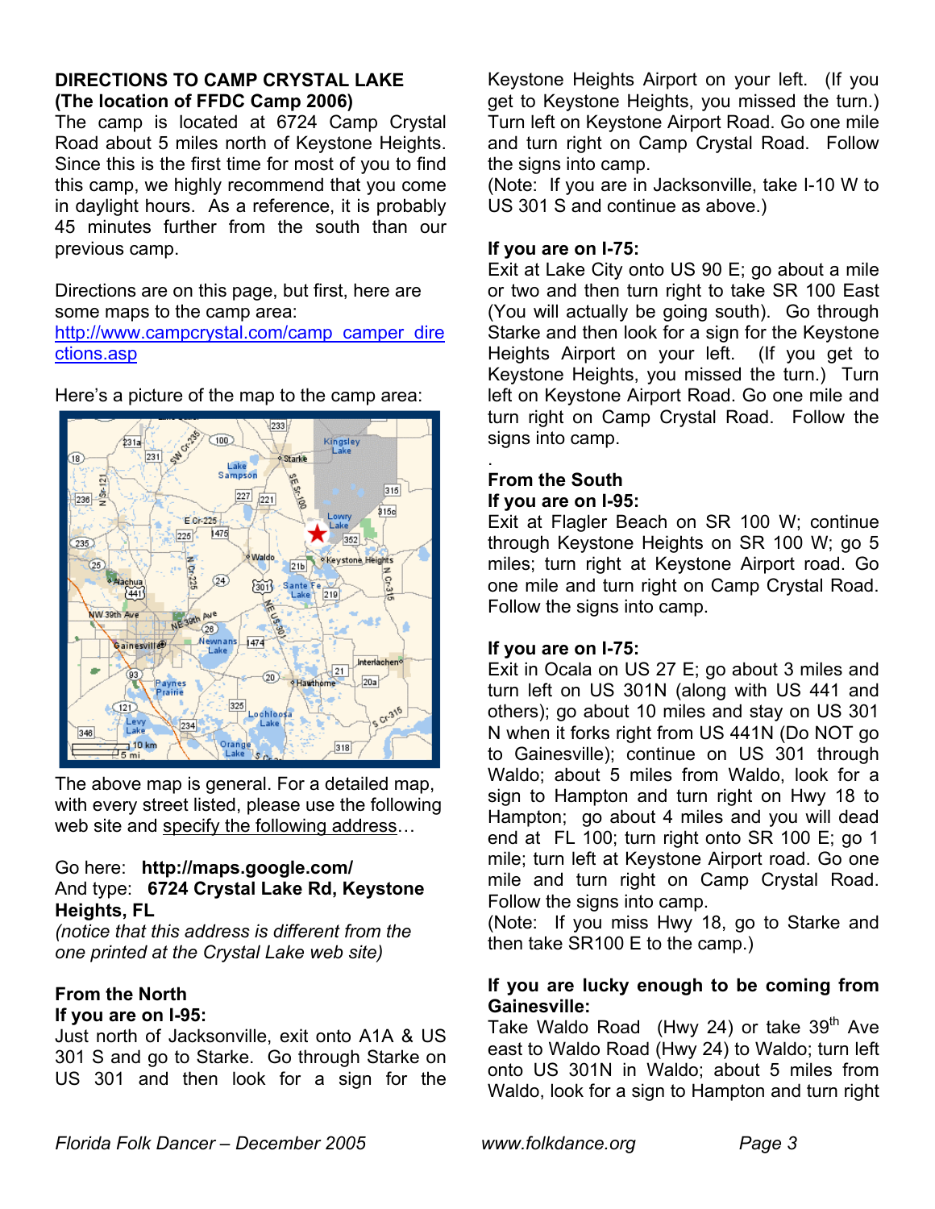## DIRECTIONS TO CAMP CRYSTAL LAKE (The location of FFDC Camp 2006)

The camp is located at 6724 Camp Crystal Road about 5 miles north of Keystone Heights. Since this is the first time for most of you to find this camp, we highly recommend that you come in daylight hours. As a reference, it is probably 45 minutes further from the south than our previous camp.

Directions are on this page, but first, here are some maps to the camp area:
http://www.campcrystal.com/camp_camper_directions.asp

Here's a picture of the map to the camp area:

The above map is general. For a detailed map, with every street listed, please use the following web site and specify the following address…

Go here: **http://maps.google.com/**
And type: **6724 Crystal Lake Rd, Keystone Heights, FL**
*(notice that this address is different from the one printed at the Crystal Lake web site)*

### From the North

**If you are on I-95:**
Just north of Jacksonville, exit onto A1A & US 301 S and go to Starke. Go through Starke on US 301 and then look for a sign for the Keystone Heights Airport on your left. (If you get to Keystone Heights, you missed the turn.) Turn left on Keystone Airport Road. Go one mile and turn right on Camp Crystal Road. Follow the signs into camp.
(Note: If you are in Jacksonville, take I-10 W to US 301 S and continue as above.)

**If you are on I-75:**
Exit at Lake City onto US 90 E; go about a mile or two and then turn right to take SR 100 East (You will actually be going south). Go through Starke and then look for a sign for the Keystone Heights Airport on your left. (If you get to Keystone Heights, you missed the turn.) Turn left on Keystone Airport Road. Go one mile and turn right on Camp Crystal Road. Follow the signs into camp.

.

### From the South

**If you are on I-95:**
Exit at Flagler Beach on SR 100 W; continue through Keystone Heights on SR 100 W; go 5 miles; turn right at Keystone Airport road. Go one mile and turn right on Camp Crystal Road. Follow the signs into camp.

**If you are on I-75:**
Exit in Ocala on US 27 E; go about 3 miles and turn left on US 301N (along with US 441 and others); go about 10 miles and stay on US 301 N when it forks right from US 441N (Do NOT go to Gainesville); continue on US 301 through Waldo; about 5 miles from Waldo, look for a sign to Hampton and turn right on Hwy 18 to Hampton; go about 4 miles and you will dead end at FL 100; turn right onto SR 100 E; go 1 mile; turn left at Keystone Airport road. Go one mile and turn right on Camp Crystal Road. Follow the signs into camp.
(Note: If you miss Hwy 18, go to Starke and then take SR100 E to the camp.)

**If you are lucky enough to be coming from Gainesville:**
Take Waldo Road (Hwy 24) or take 39th Ave east to Waldo Road (Hwy 24) to Waldo; turn left onto US 301N in Waldo; about 5 miles from Waldo, look for a sign to Hampton and turn right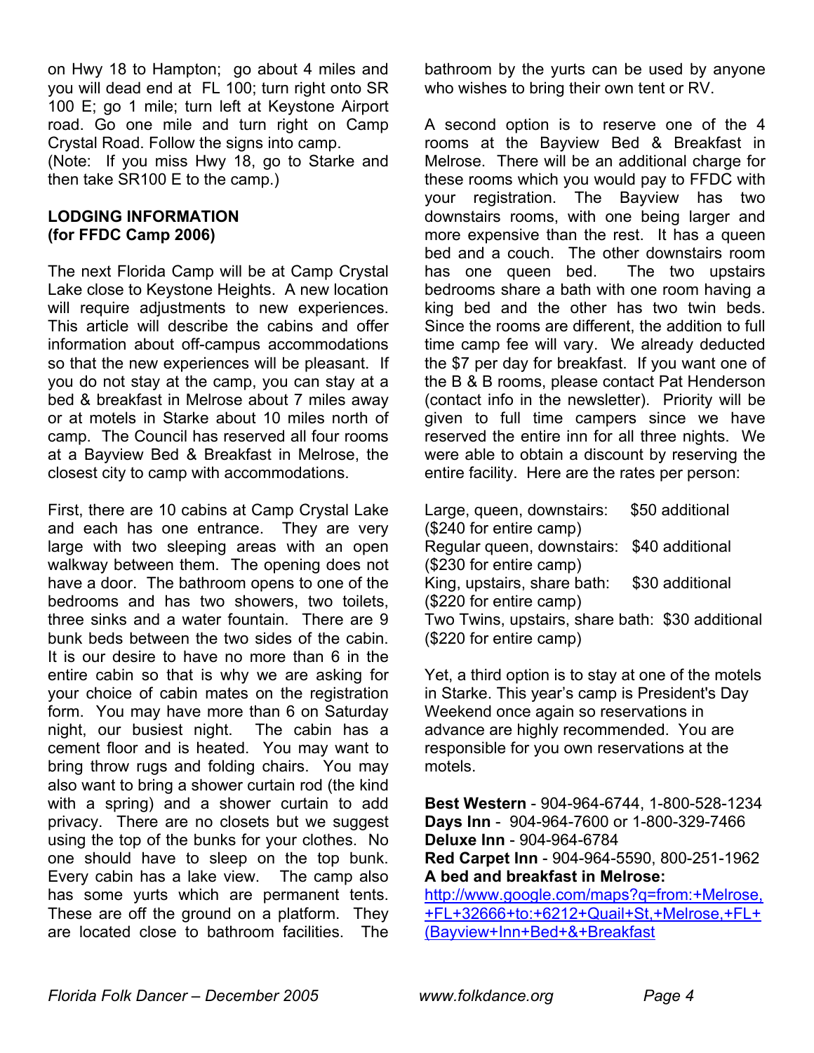on Hwy 18 to Hampton; go about 4 miles and you will dead end at FL 100; turn right onto SR 100 E; go 1 mile; turn left at Keystone Airport road. Go one mile and turn right on Camp Crystal Road. Follow the signs into camp.
(Note: If you miss Hwy 18, go to Starke and then take SR100 E to the camp.)

**LODGING INFORMATION**
**(for FFDC Camp 2006)**

The next Florida Camp will be at Camp Crystal Lake close to Keystone Heights. A new location will require adjustments to new experiences. This article will describe the cabins and offer information about off-campus accommodations so that the new experiences will be pleasant. If you do not stay at the camp, you can stay at a bed & breakfast in Melrose about 7 miles away or at motels in Starke about 10 miles north of camp. The Council has reserved all four rooms at a Bayview Bed & Breakfast in Melrose, the closest city to camp with accommodations.

First, there are 10 cabins at Camp Crystal Lake and each has one entrance. They are very large with two sleeping areas with an open walkway between them. The opening does not have a door. The bathroom opens to one of the bedrooms and has two showers, two toilets, three sinks and a water fountain. There are 9 bunk beds between the two sides of the cabin. It is our desire to have no more than 6 in the entire cabin so that is why we are asking for your choice of cabin mates on the registration form. You may have more than 6 on Saturday night, our busiest night. The cabin has a cement floor and is heated. You may want to bring throw rugs and folding chairs. You may also want to bring a shower curtain rod (the kind with a spring) and a shower curtain to add privacy. There are no closets but we suggest using the top of the bunks for your clothes. No one should have to sleep on the top bunk. Every cabin has a lake view. The camp also has some yurts which are permanent tents. These are off the ground on a platform. They are located close to bathroom facilities. The bathroom by the yurts can be used by anyone who wishes to bring their own tent or RV.

A second option is to reserve one of the 4 rooms at the Bayview Bed & Breakfast in Melrose. There will be an additional charge for these rooms which you would pay to FFDC with your registration. The Bayview has two downstairs rooms, with one being larger and more expensive than the rest. It has a queen bed and a couch. The other downstairs room has one queen bed. The two upstairs bedrooms share a bath with one room having a king bed and the other has two twin beds. Since the rooms are different, the addition to full time camp fee will vary. We already deducted the $7 per day for breakfast. If you want one of the B & B rooms, please contact Pat Henderson (contact info in the newsletter). Priority will be given to full time campers since we have reserved the entire inn for all three nights. We were able to obtain a discount by reserving the entire facility. Here are the rates per person:

Large, queen, downstairs: $50 additional
($240 for entire camp)
Regular queen, downstairs: $40 additional
($230 for entire camp)
King, upstairs, share bath: $30 additional
($220 for entire camp)
Two Twins, upstairs, share bath: $30 additional
($220 for entire camp)

Yet, a third option is to stay at one of the motels in Starke. This year's camp is President's Day Weekend once again so reservations in advance are highly recommended. You are responsible for you own reservations at the motels.

**Best Western** - 904-964-6744, 1-800-528-1234
**Days Inn** - 904-964-7600 or 1-800-329-7466
**Deluxe Inn** - 904-964-6784
**Red Carpet Inn** - 904-964-5590, 800-251-1962
**A bed and breakfast in Melrose:**
http://www.google.com/maps?q=from:+Melrose,+FL+32666+to:+6212+Quail+St,+Melrose,+FL+(Bayview+Inn+Bed+&+Breakfast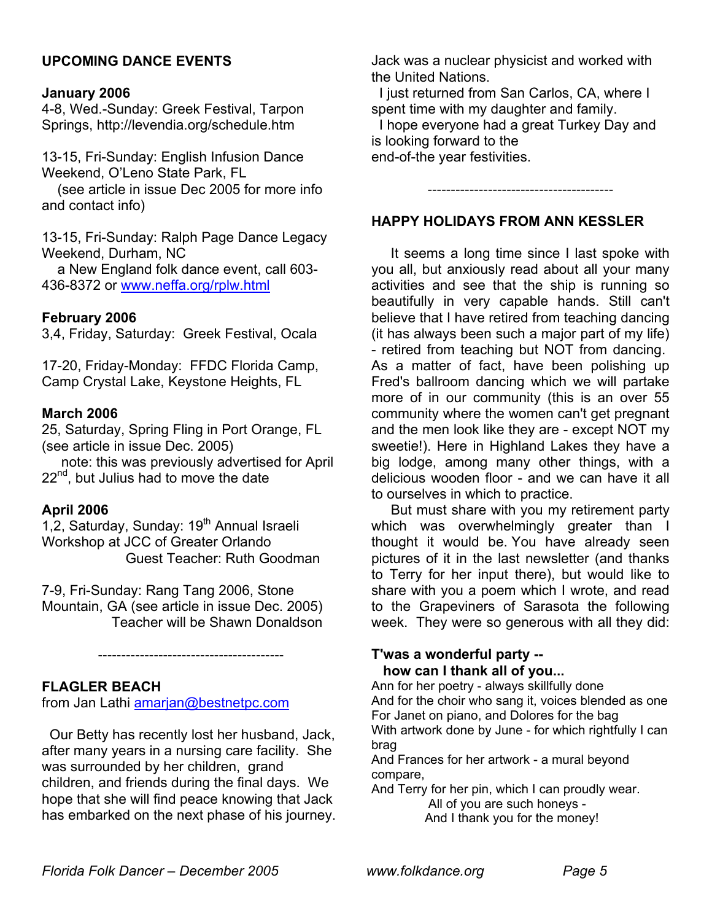## UPCOMING DANCE EVENTS

**January 2006**

4-8, Wed.-Sunday: Greek Festival, Tarpon Springs, http://levendia.org/schedule.htm

13-15, Fri-Sunday: English Infusion Dance Weekend, O'Leno State Park, FL
(see article in issue Dec 2005 for more info and contact info)

13-15, Fri-Sunday: Ralph Page Dance Legacy Weekend, Durham, NC
a New England folk dance event, call 603-436-8372 or www.neffa.org/rplw.html

**February 2006**

3,4, Friday, Saturday: Greek Festival, Ocala

17-20, Friday-Monday: FFDC Florida Camp, Camp Crystal Lake, Keystone Heights, FL

**March 2006**

25, Saturday, Spring Fling in Port Orange, FL (see article in issue Dec. 2005)
note: this was previously advertised for April 22nd, but Julius had to move the date

**April 2006**

1,2, Saturday, Sunday: 19th Annual Israeli Workshop at JCC of Greater Orlando
Guest Teacher: Ruth Goodman

7-9, Fri-Sunday: Rang Tang 2006, Stone Mountain, GA (see article in issue Dec. 2005)
Teacher will be Shawn Donaldson

---

## FLAGLER BEACH

from Jan Lathi amarjan@bestnetpc.com

Our Betty has recently lost her husband, Jack, after many years in a nursing care facility. She was surrounded by her children, grand children, and friends during the final days. We hope that she will find peace knowing that Jack has embarked on the next phase of his journey. Jack was a nuclear physicist and worked with the United Nations.

I just returned from San Carlos, CA, where I spent time with my daughter and family.

I hope everyone had a great Turkey Day and is looking forward to the end-of-the year festivities.

---

## HAPPY HOLIDAYS FROM ANN KESSLER

It seems a long time since I last spoke with you all, but anxiously read about all your many activities and see that the ship is running so beautifully in very capable hands. Still can't believe that I have retired from teaching dancing (it has always been such a major part of my life) - retired from teaching but NOT from dancing. As a matter of fact, have been polishing up Fred's ballroom dancing which we will partake more of in our community (this is an over 55 community where the women can't get pregnant and the men look like they are - except NOT my sweetie!). Here in Highland Lakes they have a big lodge, among many other things, with a delicious wooden floor - and we can have it all to ourselves in which to practice.

But must share with you my retirement party which was overwhelmingly greater than I thought it would be. You have already seen pictures of it in the last newsletter (and thanks to Terry for her input there), but would like to share with you a poem which I wrote, and read to the Grapeviners of Sarasota the following week. They were so generous with all they did:

**T'was a wonderful party --
how can I thank all of you...**

Ann for her poetry - always skillfully done
And for the choir who sang it, voices blended as one
For Janet on piano, and Dolores for the bag
With artwork done by June - for which rightfully I can brag
And Frances for her artwork - a mural beyond compare,
And Terry for her pin, which I can proudly wear.
All of you are such honeys -
And I thank you for the money!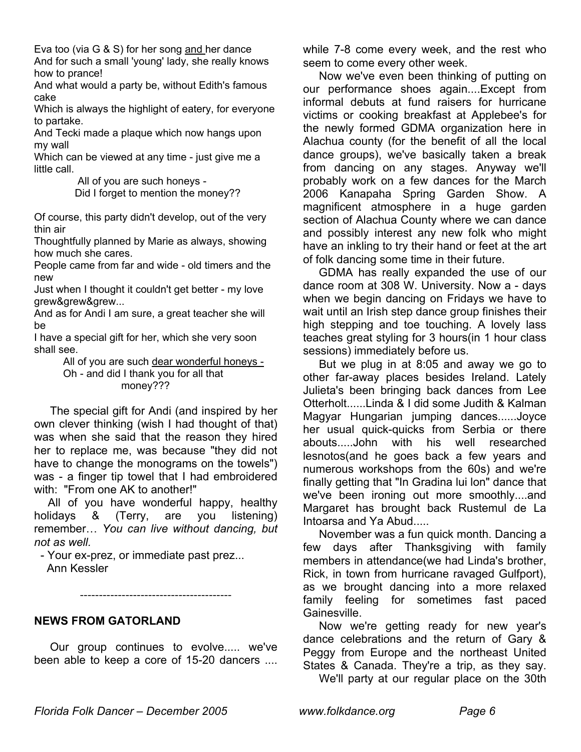Eva too (via G & S) for her song and her dance
And for such a small 'young' lady, she really knows how to prance!
And what would a party be, without Edith's famous cake
Which is always the highlight of eatery, for everyone to partake.
And Tecki made a plaque which now hangs upon my wall
Which can be viewed at any time - just give me a little call.

All of you are such honeys -
Did I forget to mention the money??

Of course, this party didn't develop, out of the very thin air
Thoughtfully planned by Marie as always, showing how much she cares.
People came from far and wide - old timers and the new
Just when I thought it couldn't get better - my love grew&grew&grew...
And as for Andi I am sure, a great teacher she will be
I have a special gift for her, which she very soon shall see.

All of you are such dear wonderful honeys -
Oh - and did I thank you for all that money???

The special gift for Andi (and inspired by her own clever thinking (wish I had thought of that) was when she said that the reason they hired her to replace me, was because "they did not have to change the monograms on the towels") was - a finger tip towel that I had embroidered with: "From one AK to another!"

All of you have wonderful happy, healthy holidays & (Terry, are you listening) remember… *You can live without dancing, but not as well.*

- Your ex-prez, or immediate past prez...
Ann Kessler

----------------------------------------

**NEWS FROM GATORLAND**

Our group continues to evolve..... we've been able to keep a core of 15-20 dancers .... while 7-8 come every week, and the rest who seem to come every other week.

Now we've even been thinking of putting on our performance shoes again....Except from informal debuts at fund raisers for hurricane victims or cooking breakfast at Applebee's for the newly formed GDMA organization here in Alachua county (for the benefit of all the local dance groups), we've basically taken a break from dancing on any stages. Anyway we'll probably work on a few dances for the March 2006 Kanapaha Spring Garden Show. A magnificent atmosphere in a huge garden section of Alachua County where we can dance and possibly interest any new folk who might have an inkling to try their hand or feet at the art of folk dancing some time in their future.

GDMA has really expanded the use of our dance room at 308 W. University. Now a - days when we begin dancing on Fridays we have to wait until an Irish step dance group finishes their high stepping and toe touching. A lovely lass teaches great styling for 3 hours(in 1 hour class sessions) immediately before us.

But we plug in at 8:05 and away we go to other far-away places besides Ireland. Lately Julieta's been bringing back dances from Lee Otterholt......Linda & I did some Judith & Kalman Magyar Hungarian jumping dances......Joyce her usual quick-quicks from Serbia or there abouts.....John with his well researched lesnotos(and he goes back a few years and numerous workshops from the 60s) and we're finally getting that "In Gradina lui Ion" dance that we've been ironing out more smoothly....and Margaret has brought back Rustemul de La Intoarsa and Ya Abud.....

November was a fun quick month. Dancing a few days after Thanksgiving with family members in attendance(we had Linda's brother, Rick, in town from hurricane ravaged Gulfport), as we brought dancing into a more relaxed family feeling for sometimes fast paced Gainesville.

Now we're getting ready for new year's dance celebrations and the return of Gary & Peggy from Europe and the northeast United States & Canada. They're a trip, as they say.

We'll party at our regular place on the 30th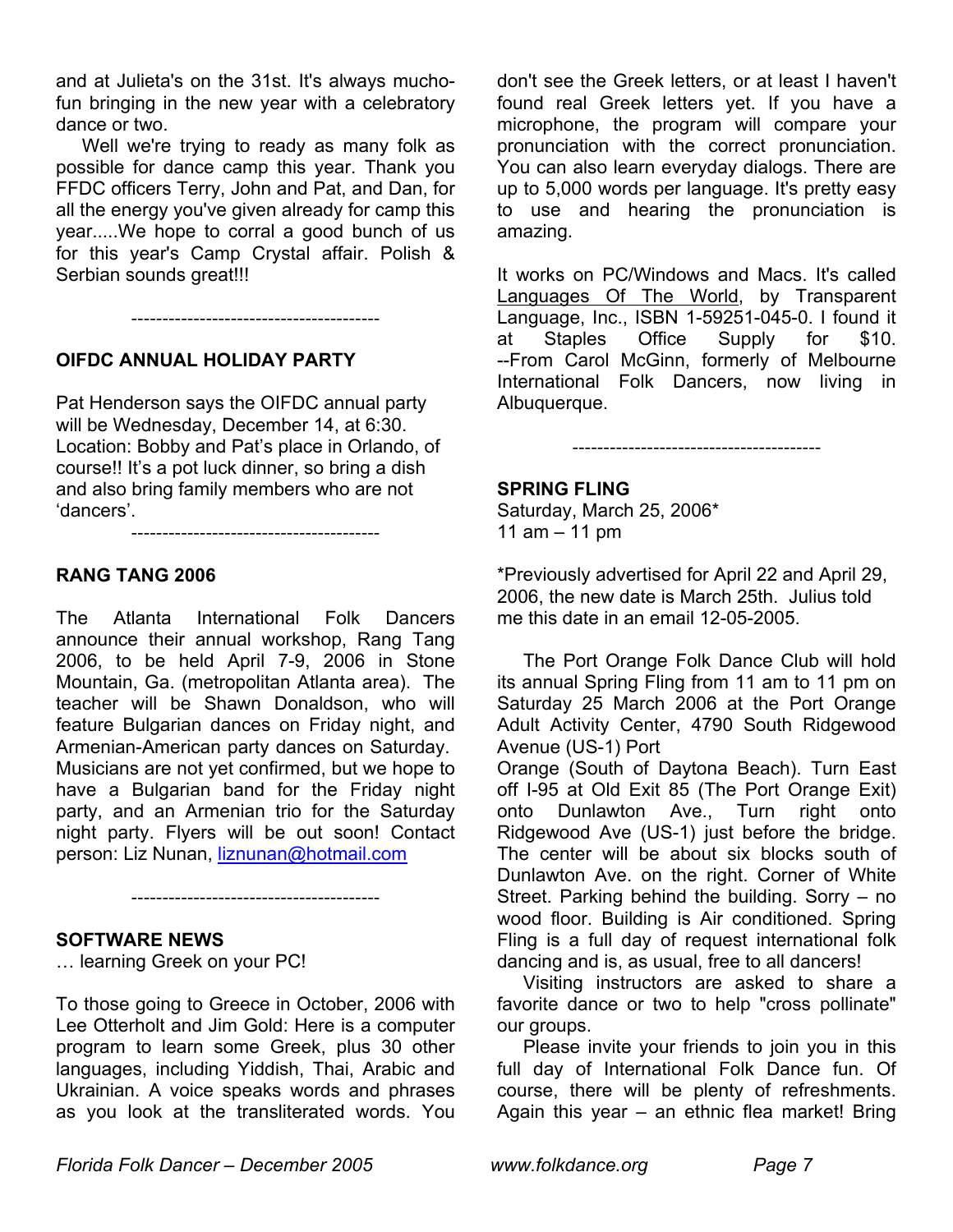and at Julieta's on the 31st. It's always mucho-fun bringing in the new year with a celebratory dance or two.

Well we're trying to ready as many folk as possible for dance camp this year. Thank you FFDC officers Terry, John and Pat, and Dan, for all the energy you've given already for camp this year.....We hope to corral a good bunch of us for this year's Camp Crystal affair. Polish & Serbian sounds great!!!

----------------------------------------

**OIFDC ANNUAL HOLIDAY PARTY**

Pat Henderson says the OIFDC annual party will be Wednesday, December 14, at 6:30. Location: Bobby and Pat's place in Orlando, of course!! It's a pot luck dinner, so bring a dish and also bring family members who are not 'dancers'.

----------------------------------------

**RANG TANG 2006**

The Atlanta International Folk Dancers announce their annual workshop, Rang Tang 2006, to be held April 7-9, 2006 in Stone Mountain, Ga. (metropolitan Atlanta area). The teacher will be Shawn Donaldson, who will feature Bulgarian dances on Friday night, and Armenian-American party dances on Saturday. Musicians are not yet confirmed, but we hope to have a Bulgarian band for the Friday night party, and an Armenian trio for the Saturday night party. Flyers will be out soon! Contact person: Liz Nunan, liznunan@hotmail.com

----------------------------------------

**SOFTWARE NEWS**

… learning Greek on your PC!

To those going to Greece in October, 2006 with Lee Otterholt and Jim Gold: Here is a computer program to learn some Greek, plus 30 other languages, including Yiddish, Thai, Arabic and Ukrainian. A voice speaks words and phrases as you look at the transliterated words. You don't see the Greek letters, or at least I haven't found real Greek letters yet. If you have a microphone, the program will compare your pronunciation with the correct pronunciation. You can also learn everyday dialogs. There are up to 5,000 words per language. It's pretty easy to use and hearing the pronunciation is amazing.

It works on PC/Windows and Macs. It's called Languages Of The World, by Transparent Language, Inc., ISBN 1-59251-045-0. I found it at Staples Office Supply for $10. --From Carol McGinn, formerly of Melbourne International Folk Dancers, now living in Albuquerque.

----------------------------------------

**SPRING FLING**

Saturday, March 25, 2006*
11 am – 11 pm

*Previously advertised for April 22 and April 29, 2006, the new date is March 25th. Julius told me this date in an email 12-05-2005.

The Port Orange Folk Dance Club will hold its annual Spring Fling from 11 am to 11 pm on Saturday 25 March 2006 at the Port Orange Adult Activity Center, 4790 South Ridgewood Avenue (US-1) Port Orange (South of Daytona Beach). Turn East off I-95 at Old Exit 85 (The Port Orange Exit) onto Dunlawton Ave., Turn right onto Ridgewood Ave (US-1) just before the bridge. The center will be about six blocks south of Dunlawton Ave. on the right. Corner of White Street. Parking behind the building. Sorry – no wood floor. Building is Air conditioned. Spring Fling is a full day of request international folk dancing and is, as usual, free to all dancers!

Visiting instructors are asked to share a favorite dance or two to help "cross pollinate" our groups.

Please invite your friends to join you in this full day of International Folk Dance fun. Of course, there will be plenty of refreshments. Again this year – an ethnic flea market! Bring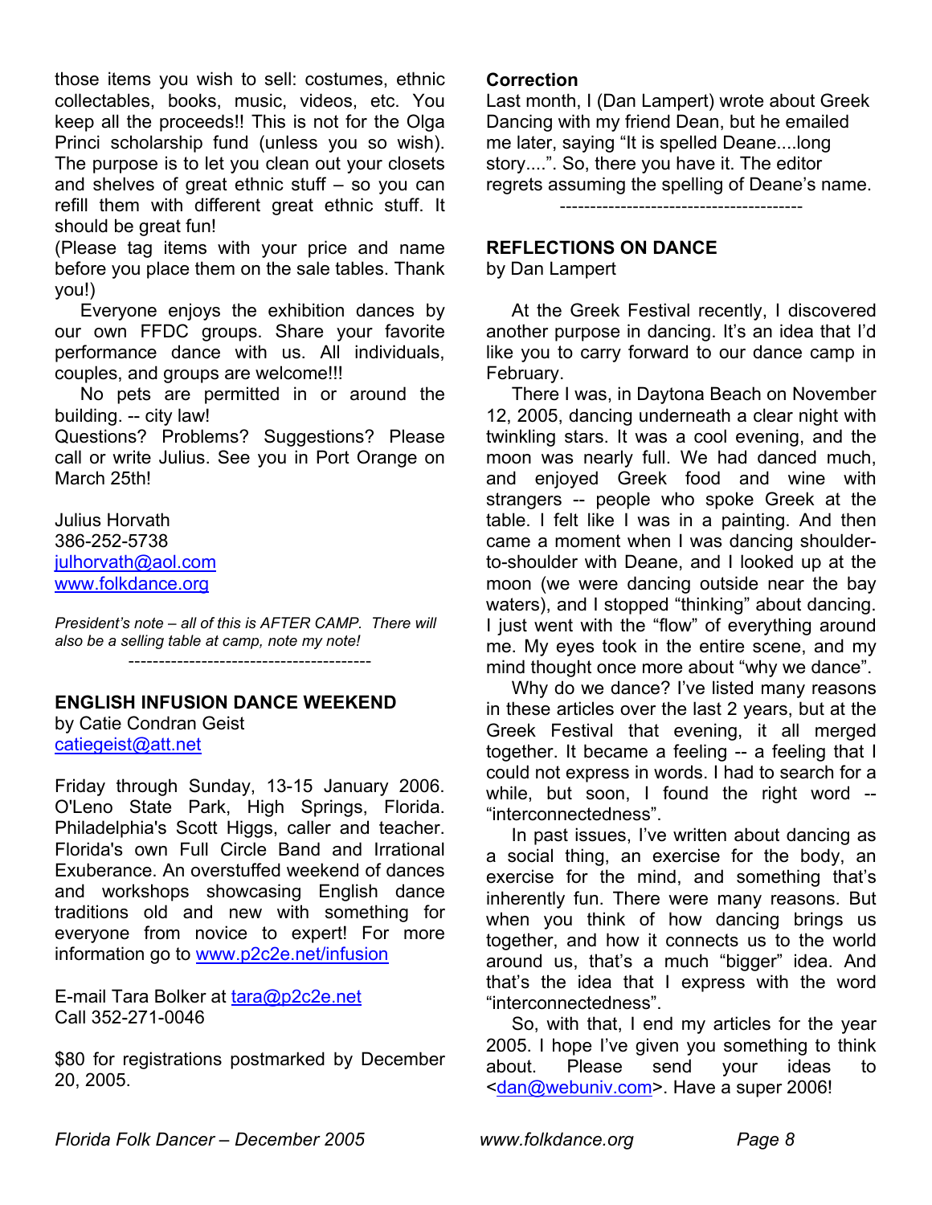those items you wish to sell: costumes, ethnic collectables, books, music, videos, etc. You keep all the proceeds!! This is not for the Olga Princi scholarship fund (unless you so wish). The purpose is to let you clean out your closets and shelves of great ethnic stuff – so you can refill them with different great ethnic stuff. It should be great fun!

(Please tag items with your price and name before you place them on the sale tables. Thank you!)

Everyone enjoys the exhibition dances by our own FFDC groups. Share your favorite performance dance with us. All individuals, couples, and groups are welcome!!!

No pets are permitted in or around the building. -- city law!

Questions? Problems? Suggestions? Please call or write Julius. See you in Port Orange on March 25th!

Julius Horvath
386-252-5738
julhorvath@aol.com
www.folkdance.org

*President's note – all of this is AFTER CAMP. There will also be a selling table at camp, note my note!*

----------------------------------------

## ENGLISH INFUSION DANCE WEEKEND

by Catie Condran Geist
catiegeist@att.net

Friday through Sunday, 13-15 January 2006. O'Leno State Park, High Springs, Florida. Philadelphia's Scott Higgs, caller and teacher. Florida's own Full Circle Band and Irrational Exuberance. An overstuffed weekend of dances and workshops showcasing English dance traditions old and new with something for everyone from novice to expert! For more information go to www.p2c2e.net/infusion

E-mail Tara Bolker at tara@p2c2e.net
Call 352-271-0046

$80 for registrations postmarked by December 20, 2005.

**Correction**

Last month, I (Dan Lampert) wrote about Greek Dancing with my friend Dean, but he emailed me later, saying "It is spelled Deane....long story....". So, there you have it. The editor regrets assuming the spelling of Deane's name.

----------------------------------------

## REFLECTIONS ON DANCE

by Dan Lampert

At the Greek Festival recently, I discovered another purpose in dancing. It's an idea that I'd like you to carry forward to our dance camp in February.

There I was, in Daytona Beach on November 12, 2005, dancing underneath a clear night with twinkling stars. It was a cool evening, and the moon was nearly full. We had danced much, and enjoyed Greek food and wine with strangers -- people who spoke Greek at the table. I felt like I was in a painting. And then came a moment when I was dancing shoulder-to-shoulder with Deane, and I looked up at the moon (we were dancing outside near the bay waters), and I stopped "thinking" about dancing. I just went with the "flow" of everything around me. My eyes took in the entire scene, and my mind thought once more about "why we dance".

Why do we dance? I've listed many reasons in these articles over the last 2 years, but at the Greek Festival that evening, it all merged together. It became a feeling -- a feeling that I could not express in words. I had to search for a while, but soon, I found the right word -- "interconnectedness".

In past issues, I've written about dancing as a social thing, an exercise for the body, an exercise for the mind, and something that's inherently fun. There were many reasons. But when you think of how dancing brings us together, and how it connects us to the world around us, that's a much "bigger" idea. And that's the idea that I express with the word "interconnectedness".

So, with that, I end my articles for the year 2005. I hope I've given you something to think about. Please send your ideas to <dan@webuniv.com>. Have a super 2006!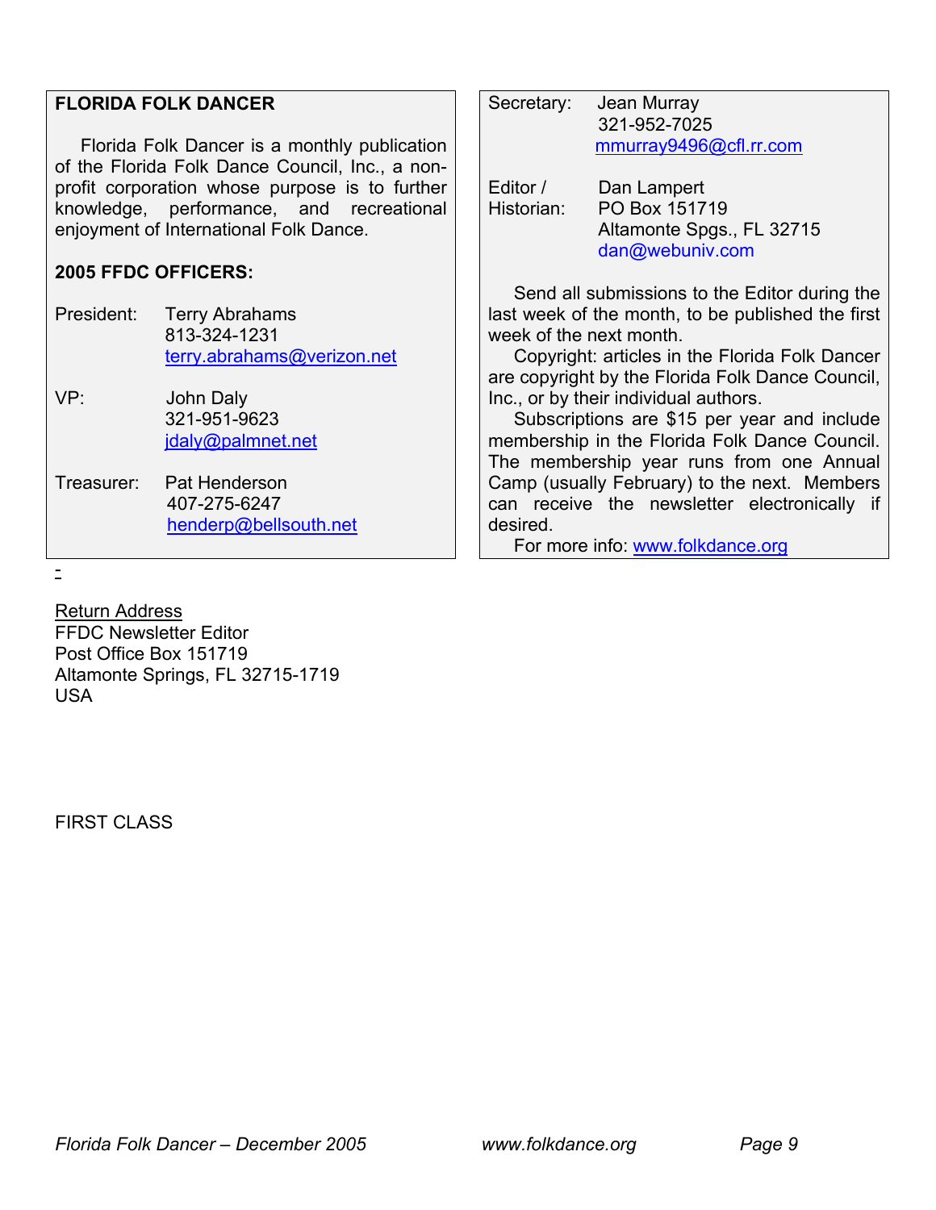## FLORIDA FOLK DANCER

Florida Folk Dancer is a monthly publication of the Florida Folk Dance Council, Inc., a non-profit corporation whose purpose is to further knowledge, performance, and recreational enjoyment of International Folk Dance.

**2005 FFDC OFFICERS:**

President: Terry Abrahams
813-324-1231
terry.abrahams@verizon.net

VP: John Daly
321-951-9623
jdaly@palmnet.net

Treasurer: Pat Henderson
407-275-6247
henderp@bellsouth.net

Secretary: Jean Murray
321-952-7025
mmurray9496@cfl.rr.com

Editor / Historian: Dan Lampert
PO Box 151719
Altamonte Spgs., FL 32715
dan@webuniv.com

Send all submissions to the Editor during the last week of the month, to be published the first week of the next month.

Copyright: articles in the Florida Folk Dancer are copyright by the Florida Folk Dance Council, Inc., or by their individual authors.

Subscriptions are $15 per year and include membership in the Florida Folk Dance Council. The membership year runs from one Annual Camp (usually February) to the next. Members can receive the newsletter electronically if desired.

For more info: www.folkdance.org

-

Return Address
FFDC Newsletter Editor
Post Office Box 151719
Altamonte Springs, FL 32715-1719
USA

FIRST CLASS